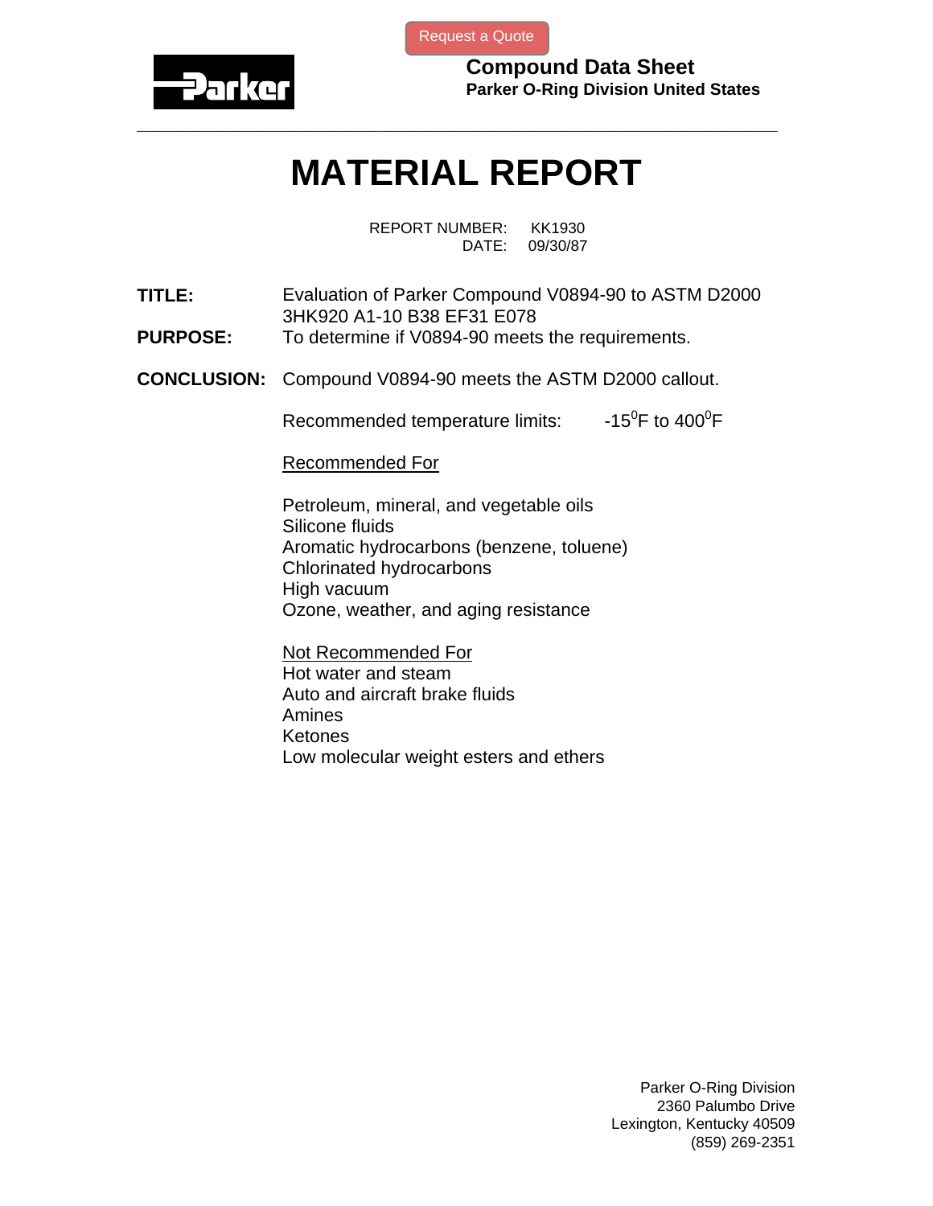Request a Quote

**Parker**

**Compound Data Sheet**
**Parker O-Ring Division United States**

---

# MATERIAL REPORT

REPORT NUMBER: KK1930
DATE: 09/30/87

**TITLE:** Evaluation of Parker Compound V0894-90 to ASTM D2000 3HK920 A1-10 B38 EF31 E078

**PURPOSE:** To determine if V0894-90 meets the requirements.

**CONCLUSION:** Compound V0894-90 meets the ASTM D2000 callout.

Recommended temperature limits: $-15^{0}$F to $400^{0}$F

<u>Recommended For</u>

Petroleum, mineral, and vegetable oils
Silicone fluids
Aromatic hydrocarbons (benzene, toluene)
Chlorinated hydrocarbons
High vacuum
Ozone, weather, and aging resistance

<u>Not Recommended For</u>

Hot water and steam
Auto and aircraft brake fluids
Amines
Ketones
Low molecular weight esters and ethers

Parker O-Ring Division
2360 Palumbo Drive
Lexington, Kentucky 40509
(859) 269-2351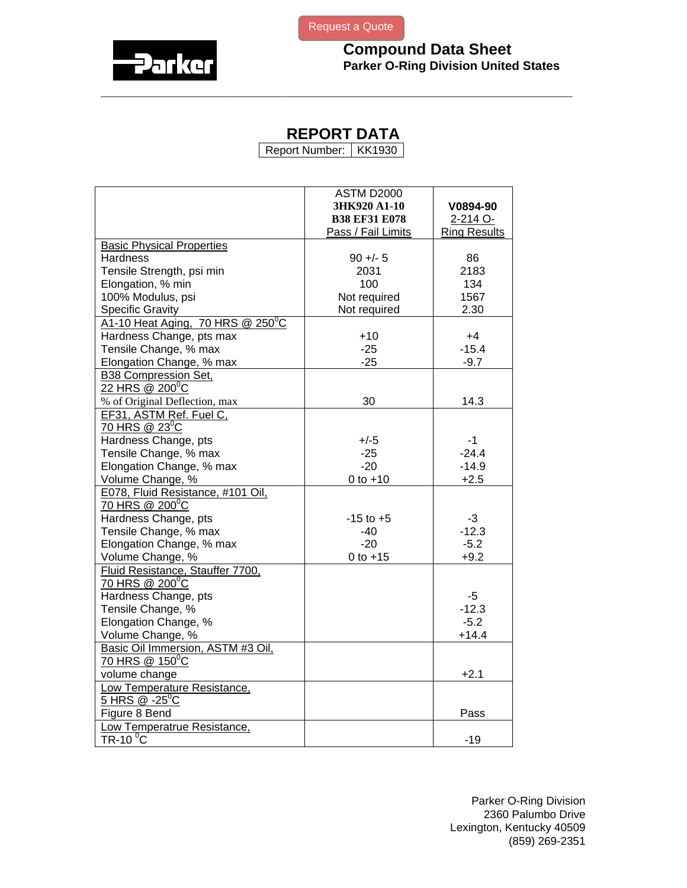Request a Quote

**Parker**

## Compound Data Sheet
**Parker O-Ring Division United States**

# REPORT DATA

| Report Number: | KK1930 |
|---|---|

| | ASTM D2000 **3HK920 A1-10 B38 EF31 E078** Pass / Fail Limits | **V0894-90** 2-214 O-Ring Results |
|---|---|---|
| Basic Physical Properties | | |
| Hardness | 90 +/- 5 | 86 |
| Tensile Strength, psi min | 2031 | 2183 |
| Elongation, % min | 100 | 134 |
| 100% Modulus, psi | Not required | 1567 |
| Specific Gravity | Not required | 2.30 |
| A1-10 Heat Aging, 70 HRS @ 250$^0$C | | |
| Hardness Change, pts max | +10 | +4 |
| Tensile Change, % max | -25 | -15.4 |
| Elongation Change, % max | -25 | -9.7 |
| B38 Compression Set, 22 HRS @ 200$^0$C | | |
| % of Original Deflection, max | 30 | 14.3 |
| EF31, ASTM Ref. Fuel C, 70 HRS @ 23$^0$C | | |
| Hardness Change, pts | +/-5 | -1 |
| Tensile Change, % max | -25 | -24.4 |
| Elongation Change, % max | -20 | -14.9 |
| Volume Change, % | 0 to +10 | +2.5 |
| E078, Fluid Resistance, #101 Oil, 70 HRS @ 200$^0$C | | |
| Hardness Change, pts | -15 to +5 | -3 |
| Tensile Change, % max | -40 | -12.3 |
| Elongation Change, % max | -20 | -5.2 |
| Volume Change, % | 0 to +15 | +9.2 |
| Fluid Resistance, Stauffer 7700, 70 HRS @ 200$^0$C | | |
| Hardness Change, pts | | -5 |
| Tensile Change, % | | -12.3 |
| Elongation Change, % | | -5.2 |
| Volume Change, % | | +14.4 |
| Basic Oil Immersion, ASTM #3 Oil, 70 HRS @ 150$^0$C | | |
| volume change | | +2.1 |
| Low Temperature Resistance, 5 HRS @ -25$^0$C | | |
| Figure 8 Bend | | Pass |
| Low Temperatrue Resistance, TR-10 $^0$C | | -19 |

Parker O-Ring Division
2360 Palumbo Drive
Lexington, Kentucky 40509
(859) 269-2351